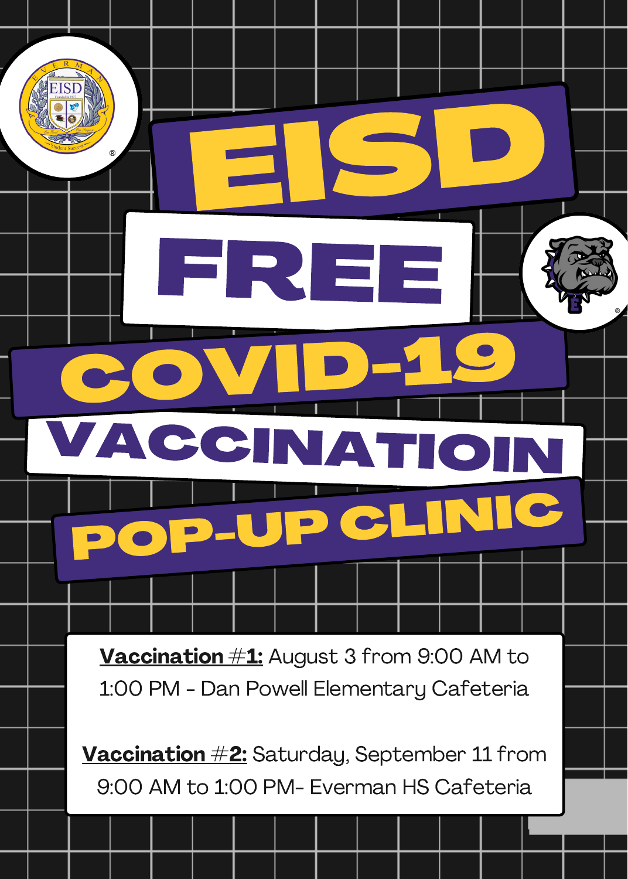# EISD FREE COVID-19 VACCINATIOIN POP-UP CLINIC

**Vaccination #1:** August 3 from 9:00 AM to 1:00 PM - Dan Powell Elementary Cafeteria

**Vaccination #2:** Saturday, September 11 from 9:00 AM to 1:00 PM- Everman HS Cafeteria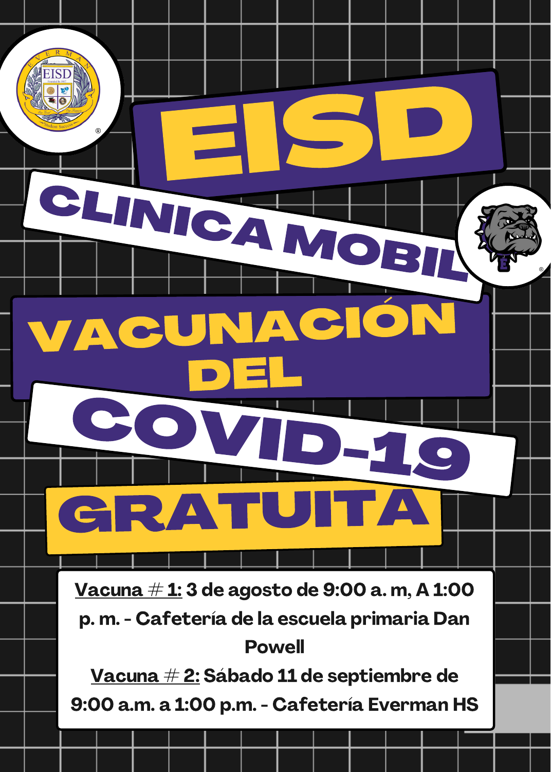# EISD

## CLINICA MOBIL

## VACUNACIÓN DEL COVID-19 GRATUITA

Vacuna # 1: 3 de agosto de 9:00 a. m, A 1:00 p. m. - Cafetería de la escuela primaria Dan Powell

Vacuna # 2: Sábado 11 de septiembre de 9:00 a.m. a 1:00 p.m. - Cafetería Everman HS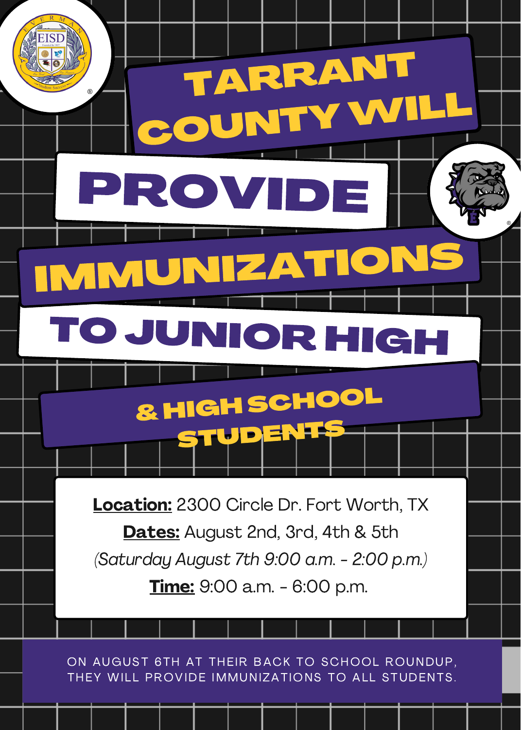# TARRANT COUNTY WILL PROVIDE IMMUNIZATIONS TO JUNIOR HIGH & HIGH SCHOOL STUDENTS

**Location:** 2300 Circle Dr. Fort Worth, TX

**Dates:** August 2nd, 3rd, 4th & 5th

*(Saturday August 7th 9:00 a.m. - 2:00 p.m.)*

**Time:** 9:00 a.m. - 6:00 p.m.

ON AUGUST 6TH AT THEIR BACK TO SCHOOL ROUNDUP, THEY WILL PROVIDE IMMUNIZATIONS TO ALL STUDENTS.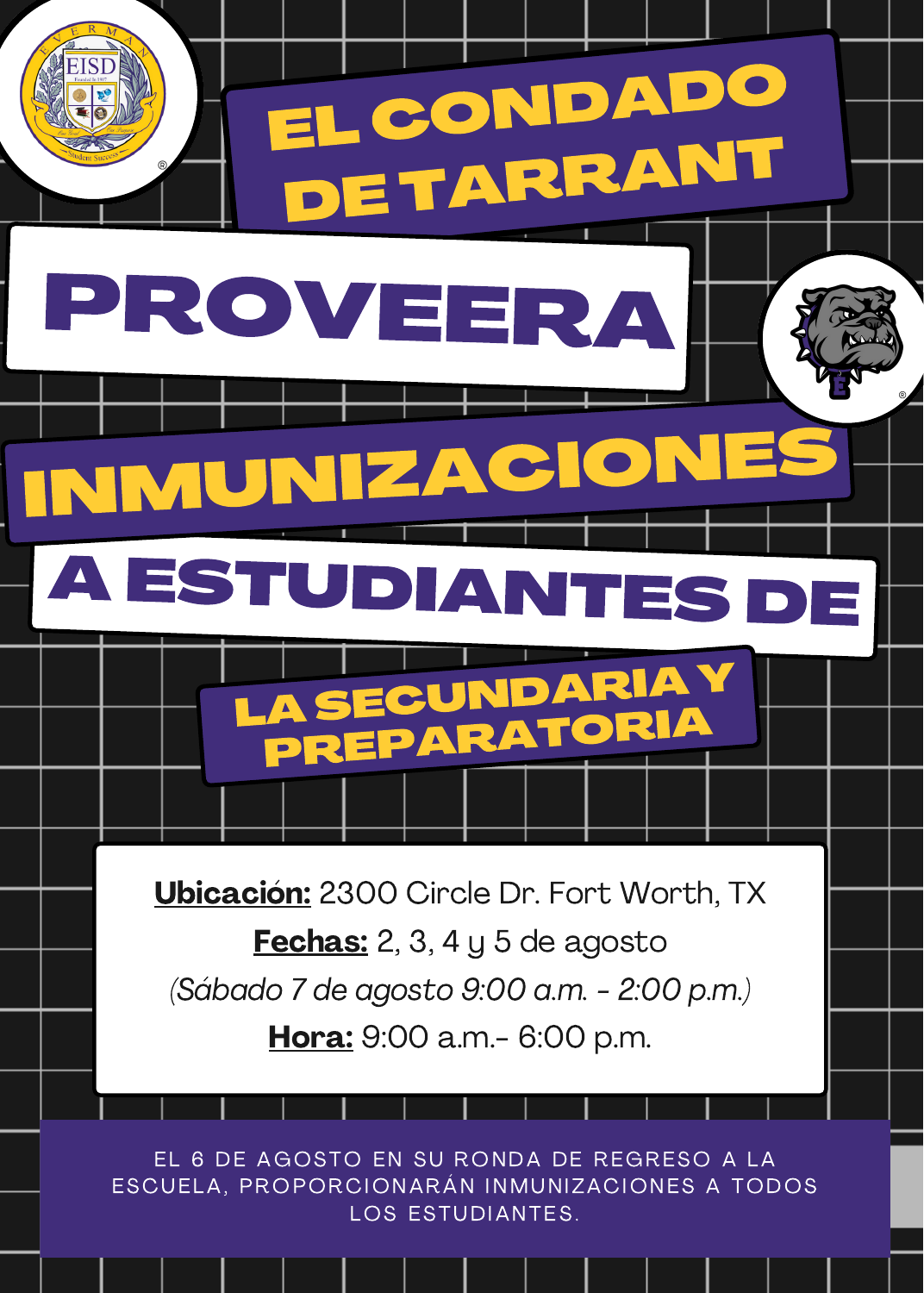# EL CONDADO DE TARRANT PROVEERA INMUNIZACIONES A ESTUDIANTES DE LA SECUNDARIA Y PREPARATORIA

**Ubicación:** 2300 Circle Dr. Fort Worth, TX

**Fechas:** 2, 3, 4 y 5 de agosto

*(Sábado 7 de agosto 9:00 a.m. - 2:00 p.m.)*

**Hora:** 9:00 a.m.- 6:00 p.m.

EL 6 DE AGOSTO EN SU RONDA DE REGRESO A LA ESCUELA, PROPORCIONARÁN INMUNIZACIONES A TODOS LOS ESTUDIANTES.